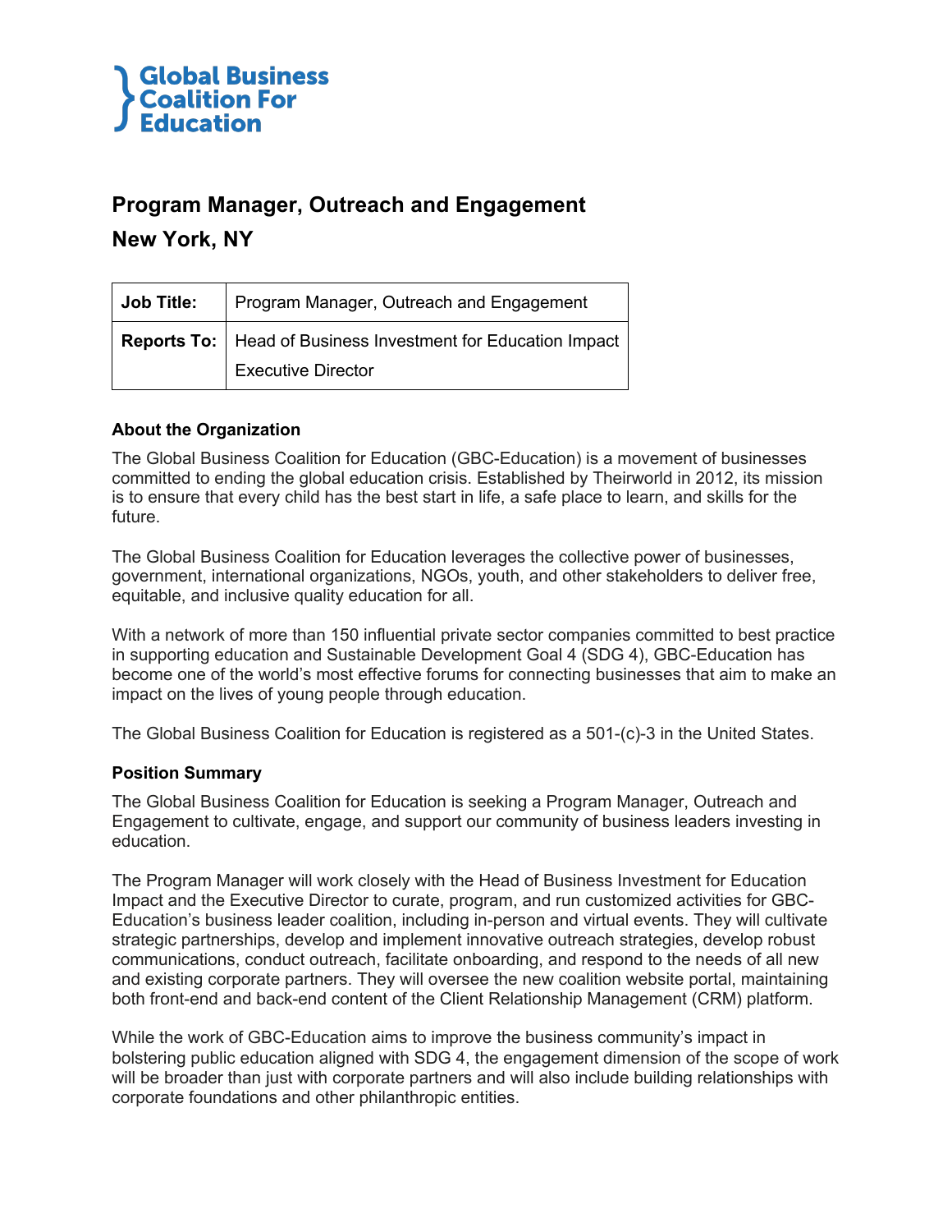Global Business Coalition For Education

# Program Manager, Outreach and Engagement

## New York, NY

| **Job Title:** | Program Manager, Outreach and Engagement |
|---|---|
| **Reports To:** | Head of Business Investment for Education Impact<br>Executive Director |

### About the Organization

The Global Business Coalition for Education (GBC-Education) is a movement of businesses committed to ending the global education crisis. Established by Theirworld in 2012, its mission is to ensure that every child has the best start in life, a safe place to learn, and skills for the future.

The Global Business Coalition for Education leverages the collective power of businesses, government, international organizations, NGOs, youth, and other stakeholders to deliver free, equitable, and inclusive quality education for all.

With a network of more than 150 influential private sector companies committed to best practice in supporting education and Sustainable Development Goal 4 (SDG 4), GBC-Education has become one of the world's most effective forums for connecting businesses that aim to make an impact on the lives of young people through education.

The Global Business Coalition for Education is registered as a 501-(c)-3 in the United States.

### Position Summary

The Global Business Coalition for Education is seeking a Program Manager, Outreach and Engagement to cultivate, engage, and support our community of business leaders investing in education.

The Program Manager will work closely with the Head of Business Investment for Education Impact and the Executive Director to curate, program, and run customized activities for GBC-Education's business leader coalition, including in-person and virtual events. They will cultivate strategic partnerships, develop and implement innovative outreach strategies, develop robust communications, conduct outreach, facilitate onboarding, and respond to the needs of all new and existing corporate partners. They will oversee the new coalition website portal, maintaining both front-end and back-end content of the Client Relationship Management (CRM) platform.

While the work of GBC-Education aims to improve the business community's impact in bolstering public education aligned with SDG 4, the engagement dimension of the scope of work will be broader than just with corporate partners and will also include building relationships with corporate foundations and other philanthropic entities.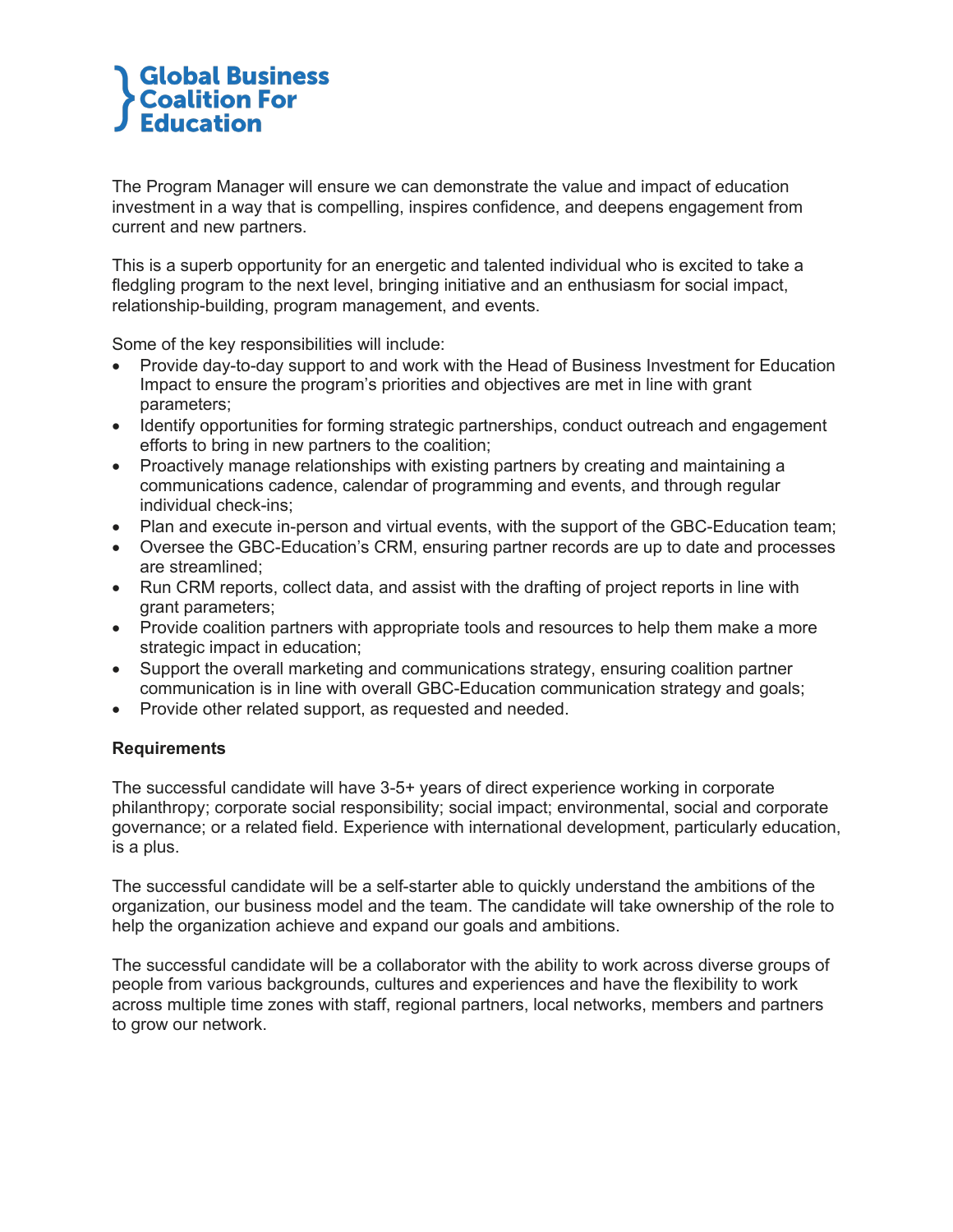The Program Manager will ensure we can demonstrate the value and impact of education investment in a way that is compelling, inspires confidence, and deepens engagement from current and new partners.

This is a superb opportunity for an energetic and talented individual who is excited to take a fledgling program to the next level, bringing initiative and an enthusiasm for social impact, relationship-building, program management, and events.

Some of the key responsibilities will include:

- Provide day-to-day support to and work with the Head of Business Investment for Education Impact to ensure the program's priorities and objectives are met in line with grant parameters;
- Identify opportunities for forming strategic partnerships, conduct outreach and engagement efforts to bring in new partners to the coalition;
- Proactively manage relationships with existing partners by creating and maintaining a communications cadence, calendar of programming and events, and through regular individual check-ins;
- Plan and execute in-person and virtual events, with the support of the GBC-Education team;
- Oversee the GBC-Education's CRM, ensuring partner records are up to date and processes are streamlined;
- Run CRM reports, collect data, and assist with the drafting of project reports in line with grant parameters;
- Provide coalition partners with appropriate tools and resources to help them make a more strategic impact in education;
- Support the overall marketing and communications strategy, ensuring coalition partner communication is in line with overall GBC-Education communication strategy and goals;
- Provide other related support, as requested and needed.

**Requirements**

The successful candidate will have 3-5+ years of direct experience working in corporate philanthropy; corporate social responsibility; social impact; environmental, social and corporate governance; or a related field. Experience with international development, particularly education, is a plus.

The successful candidate will be a self-starter able to quickly understand the ambitions of the organization, our business model and the team. The candidate will take ownership of the role to help the organization achieve and expand our goals and ambitions.

The successful candidate will be a collaborator with the ability to work across diverse groups of people from various backgrounds, cultures and experiences and have the flexibility to work across multiple time zones with staff, regional partners, local networks, members and partners to grow our network.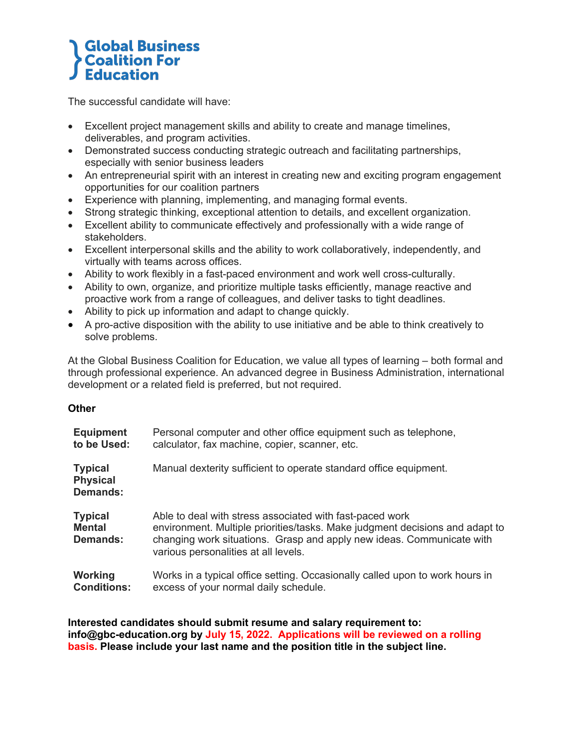The successful candidate will have:

- Excellent project management skills and ability to create and manage timelines, deliverables, and program activities.
- Demonstrated success conducting strategic outreach and facilitating partnerships, especially with senior business leaders
- An entrepreneurial spirit with an interest in creating new and exciting program engagement opportunities for our coalition partners
- Experience with planning, implementing, and managing formal events.
- Strong strategic thinking, exceptional attention to details, and excellent organization.
- Excellent ability to communicate effectively and professionally with a wide range of stakeholders.
- Excellent interpersonal skills and the ability to work collaboratively, independently, and virtually with teams across offices.
- Ability to work flexibly in a fast-paced environment and work well cross-culturally.
- Ability to own, organize, and prioritize multiple tasks efficiently, manage reactive and proactive work from a range of colleagues, and deliver tasks to tight deadlines.
- Ability to pick up information and adapt to change quickly.
- A pro-active disposition with the ability to use initiative and be able to think creatively to solve problems.

At the Global Business Coalition for Education, we value all types of learning – both formal and through professional experience. An advanced degree in Business Administration, international development or a related field is preferred, but not required.

**Other**

| | |
|---|---|
| **Equipment to be Used:** | Personal computer and other office equipment such as telephone, calculator, fax machine, copier, scanner, etc. |
| **Typical Physical Demands:** | Manual dexterity sufficient to operate standard office equipment. |
| **Typical Mental Demands:** | Able to deal with stress associated with fast-paced work environment. Multiple priorities/tasks. Make judgment decisions and adapt to changing work situations. Grasp and apply new ideas. Communicate with various personalities at all levels. |
| **Working Conditions:** | Works in a typical office setting. Occasionally called upon to work hours in excess of your normal daily schedule. |

**Interested candidates should submit resume and salary requirement to: info@gbc-education.org by July 15, 2022. Applications will be reviewed on a rolling basis. Please include your last name and the position title in the subject line.**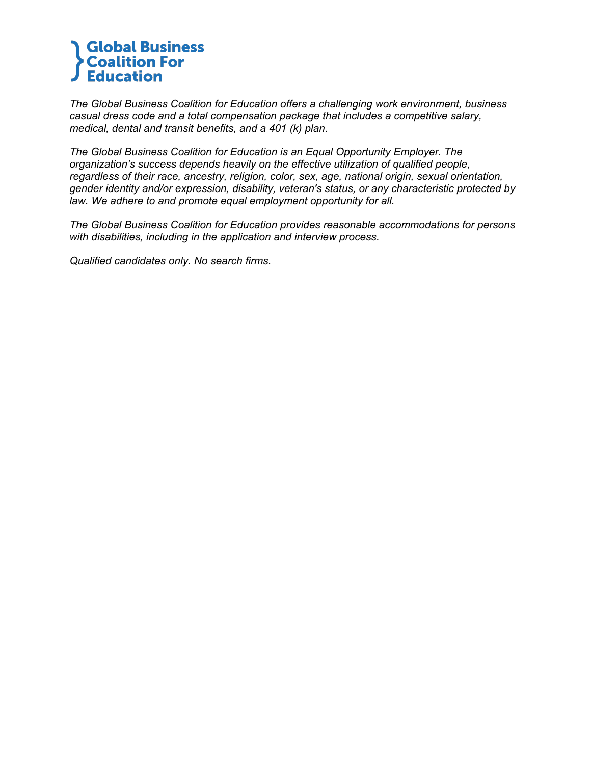*The Global Business Coalition for Education offers a challenging work environment, business casual dress code and a total compensation package that includes a competitive salary, medical, dental and transit benefits, and a 401 (k) plan.*

*The Global Business Coalition for Education is an Equal Opportunity Employer. The organization's success depends heavily on the effective utilization of qualified people, regardless of their race, ancestry, religion, color, sex, age, national origin, sexual orientation, gender identity and/or expression, disability, veteran's status, or any characteristic protected by law. We adhere to and promote equal employment opportunity for all.*

*The Global Business Coalition for Education provides reasonable accommodations for persons with disabilities, including in the application and interview process.*

*Qualified candidates only. No search firms.*